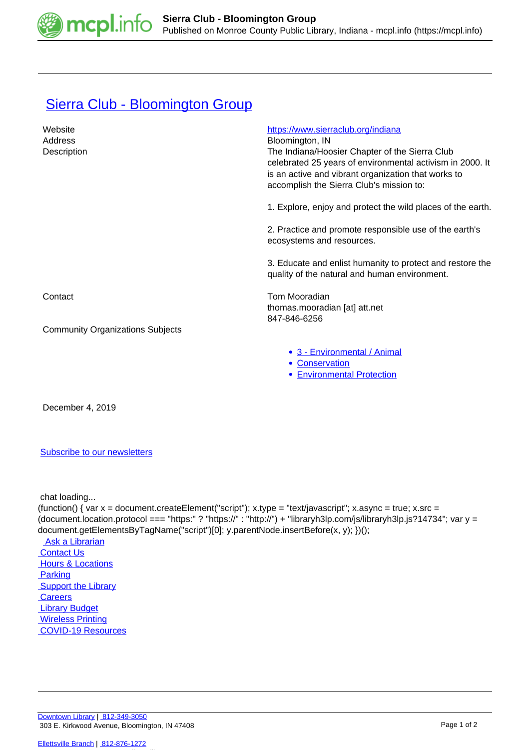# Sierra Club - Bloomington Group

| | |
|---|---|
| Website | https://www.sierraclub.org/indiana |
| Address | Bloomington, IN |
| Description | The Indiana/Hoosier Chapter of the Sierra Club celebrated 25 years of environmental activism in 2000. It is an active and vibrant organization that works to accomplish the Sierra Club's mission to:<br><br>1. Explore, enjoy and protect the wild places of the earth.<br><br>2. Practice and promote responsible use of the earth's ecosystems and resources.<br><br>3. Educate and enlist humanity to protect and restore the quality of the natural and human environment. |
| Contact | Tom Mooradian<br>thomas.mooradian [at] att.net<br>847-846-6256 |
| Community Organizations Subjects | |

- 3 - Environmental / Animal
- Conservation
- Environmental Protection

December 4, 2019

Subscribe to our newsletters

chat loading...

```
(function() { var x = document.createElement("script"); x.type = "text/javascript"; x.async = true; x.src = (document.location.protocol === "https:" ? "https://" : "http://") + "libraryh3lp.com/js/libraryh3lp.js?14734"; var y = document.getElementsByTagName("script")[0]; y.parentNode.insertBefore(x, y); })();
```

Ask a Librarian
Contact Us
Hours & Locations
Parking
Support the Library
Careers
Library Budget
Wireless Printing
COVID-19 Resources

Downtown Library | 812-349-3050
303 E. Kirkwood Avenue, Bloomington, IN 47408

Ellettsville Branch | 812-876-1272